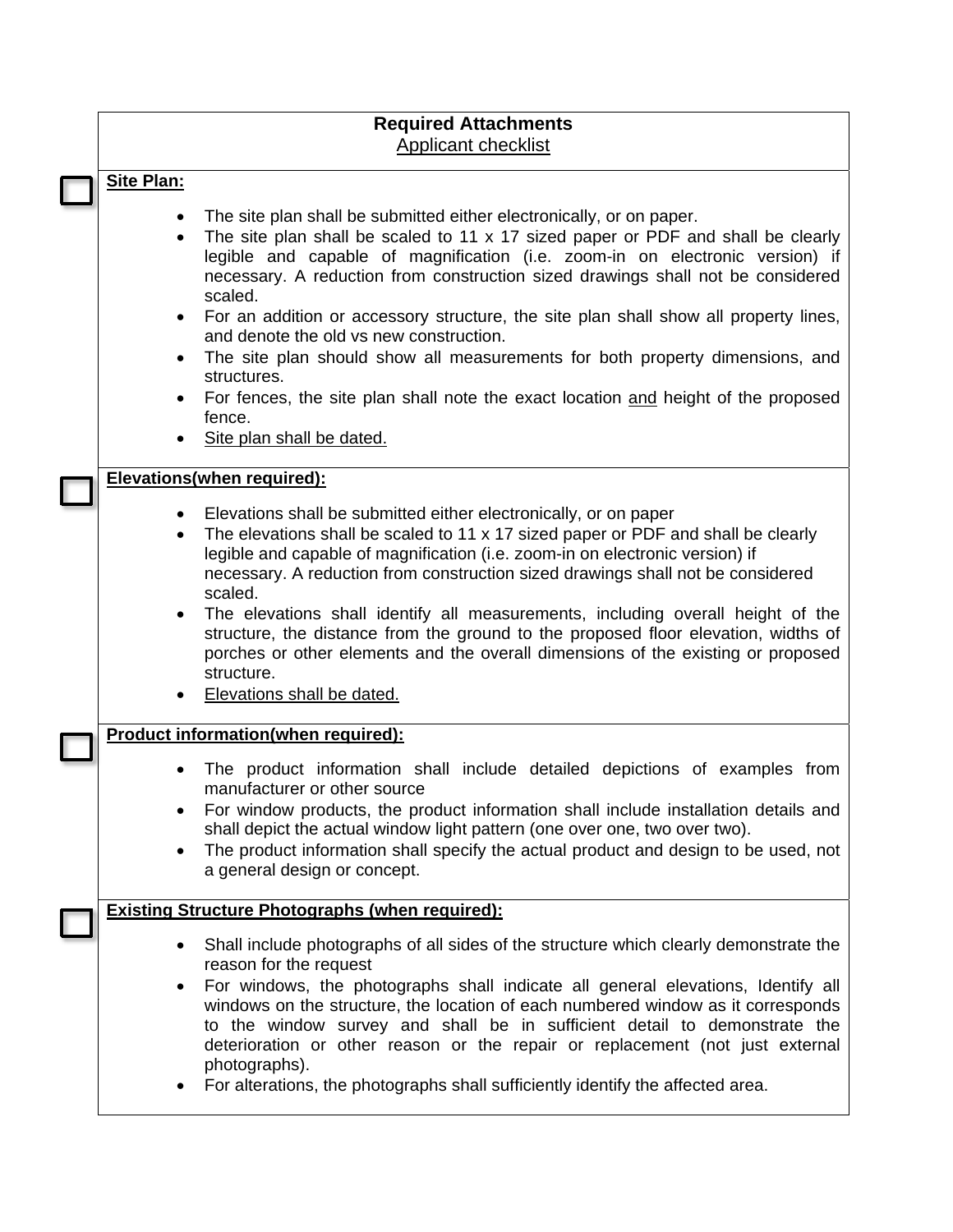## Required Attachments

Applicant checklist

☐ **Site Plan:**

- The site plan shall be submitted either electronically, or on paper.
- The site plan shall be scaled to 11 x 17 sized paper or PDF and shall be clearly legible and capable of magnification (i.e. zoom-in on electronic version) if necessary. A reduction from construction sized drawings shall not be considered scaled.
- For an addition or accessory structure, the site plan shall show all property lines, and denote the old vs new construction.
- The site plan should show all measurements for both property dimensions, and structures.
- For fences, the site plan shall note the exact location and height of the proposed fence.
- Site plan shall be dated.

☐ **Elevations(when required):**

- Elevations shall be submitted either electronically, or on paper
- The elevations shall be scaled to 11 x 17 sized paper or PDF and shall be clearly legible and capable of magnification (i.e. zoom-in on electronic version) if necessary. A reduction from construction sized drawings shall not be considered scaled.
- The elevations shall identify all measurements, including overall height of the structure, the distance from the ground to the proposed floor elevation, widths of porches or other elements and the overall dimensions of the existing or proposed structure.
- Elevations shall be dated.

☐ **Product information(when required):**

- The product information shall include detailed depictions of examples from manufacturer or other source
- For window products, the product information shall include installation details and shall depict the actual window light pattern (one over one, two over two).
- The product information shall specify the actual product and design to be used, not a general design or concept.

☐ **Existing Structure Photographs (when required):**

- Shall include photographs of all sides of the structure which clearly demonstrate the reason for the request
- For windows, the photographs shall indicate all general elevations, Identify all windows on the structure, the location of each numbered window as it corresponds to the window survey and shall be in sufficient detail to demonstrate the deterioration or other reason or the repair or replacement (not just external photographs).
- For alterations, the photographs shall sufficiently identify the affected area.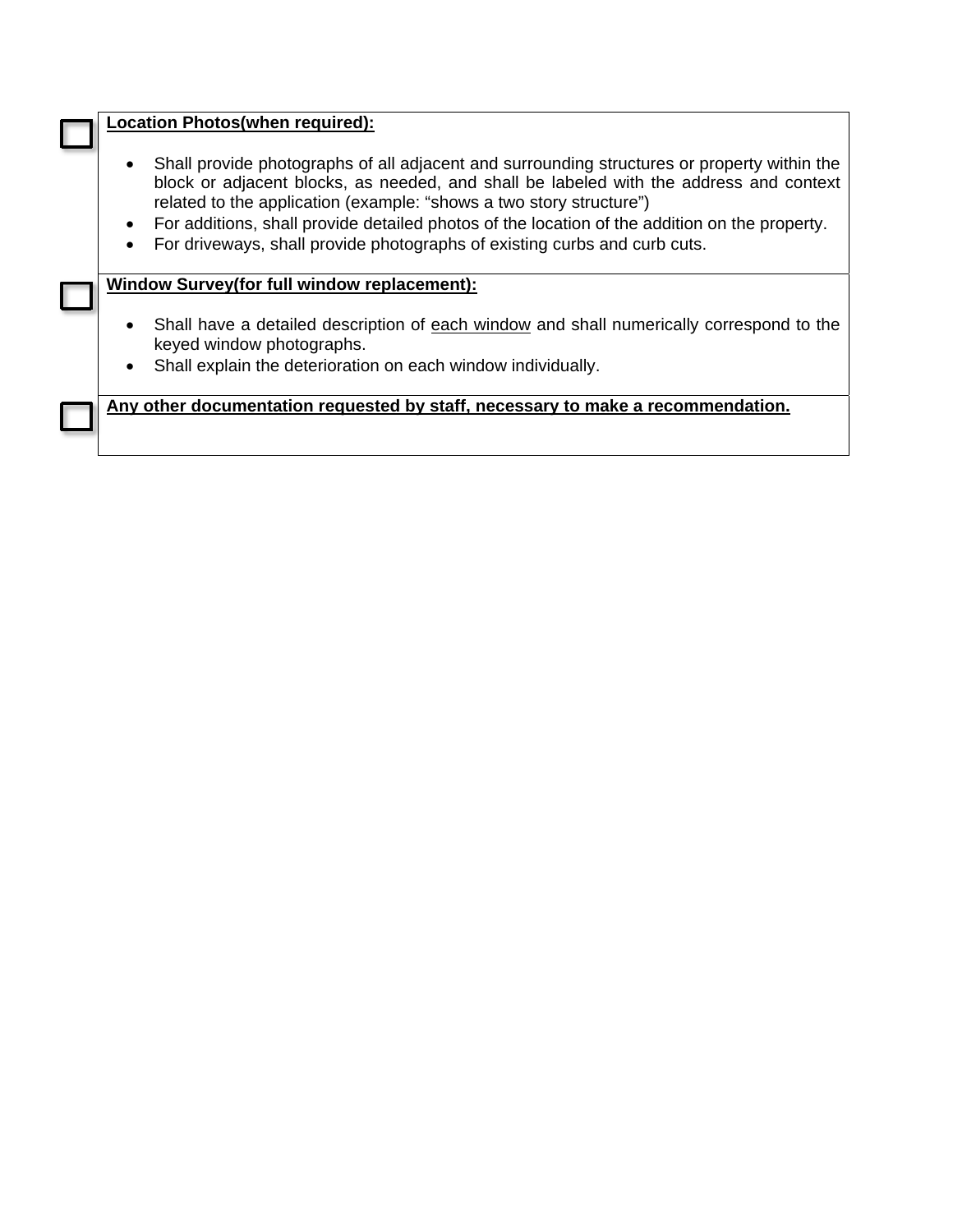☐ **<u>Location Photos(when required):</u>**

- Shall provide photographs of all adjacent and surrounding structures or property within the block or adjacent blocks, as needed, and shall be labeled with the address and context related to the application (example: “shows a two story structure”)
- For additions, shall provide detailed photos of the location of the addition on the property.
- For driveways, shall provide photographs of existing curbs and curb cuts.

☐ **<u>Window Survey(for full window replacement):</u>**

- Shall have a detailed description of <u>each window</u> and shall numerically correspond to the keyed window photographs.
- Shall explain the deterioration on each window individually.

☐ **<u>Any other documentation requested by staff, necessary to make a recommendation.</u>**